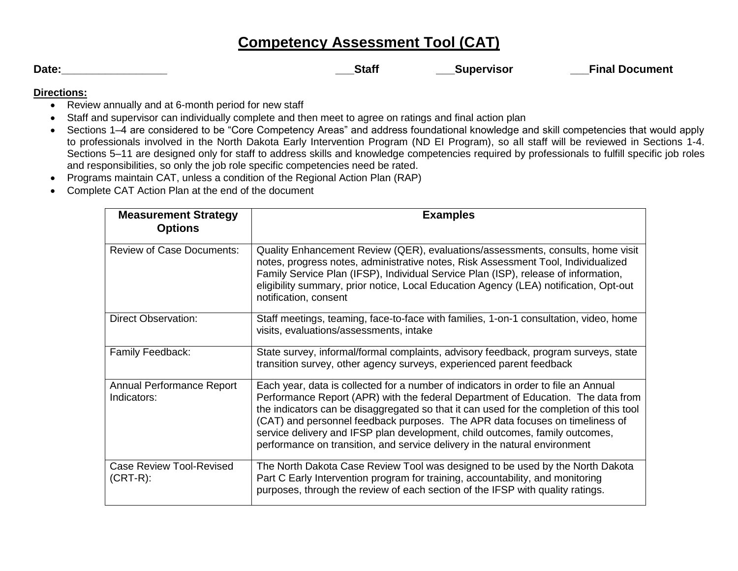# Competency Assessment Tool (CAT)

**Date:_________________** **___Staff** **___Supervisor** **___Final Document**

**Directions:**

- Review annually and at 6-month period for new staff
- Staff and supervisor can individually complete and then meet to agree on ratings and final action plan
- Sections 1–4 are considered to be "Core Competency Areas" and address foundational knowledge and skill competencies that would apply to professionals involved in the North Dakota Early Intervention Program (ND EI Program), so all staff will be reviewed in Sections 1-4. Sections 5–11 are designed only for staff to address skills and knowledge competencies required by professionals to fulfill specific job roles and responsibilities, so only the job role specific competencies need be rated.
- Programs maintain CAT, unless a condition of the Regional Action Plan (RAP)
- Complete CAT Action Plan at the end of the document

| Measurement Strategy Options | Examples |
| --- | --- |
| Review of Case Documents: | Quality Enhancement Review (QER), evaluations/assessments, consults, home visit notes, progress notes, administrative notes, Risk Assessment Tool, Individualized Family Service Plan (IFSP), Individual Service Plan (ISP), release of information, eligibility summary, prior notice, Local Education Agency (LEA) notification, Opt-out notification, consent |
| Direct Observation: | Staff meetings, teaming, face-to-face with families, 1-on-1 consultation, video, home visits, evaluations/assessments, intake |
| Family Feedback: | State survey, informal/formal complaints, advisory feedback, program surveys, state transition survey, other agency surveys, experienced parent feedback |
| Annual Performance Report Indicators: | Each year, data is collected for a number of indicators in order to file an Annual Performance Report (APR) with the federal Department of Education. The data from the indicators can be disaggregated so that it can used for the completion of this tool (CAT) and personnel feedback purposes. The APR data focuses on timeliness of service delivery and IFSP plan development, child outcomes, family outcomes, performance on transition, and service delivery in the natural environment |
| Case Review Tool-Revised (CRT-R): | The North Dakota Case Review Tool was designed to be used by the North Dakota Part C Early Intervention program for training, accountability, and monitoring purposes, through the review of each section of the IFSP with quality ratings. |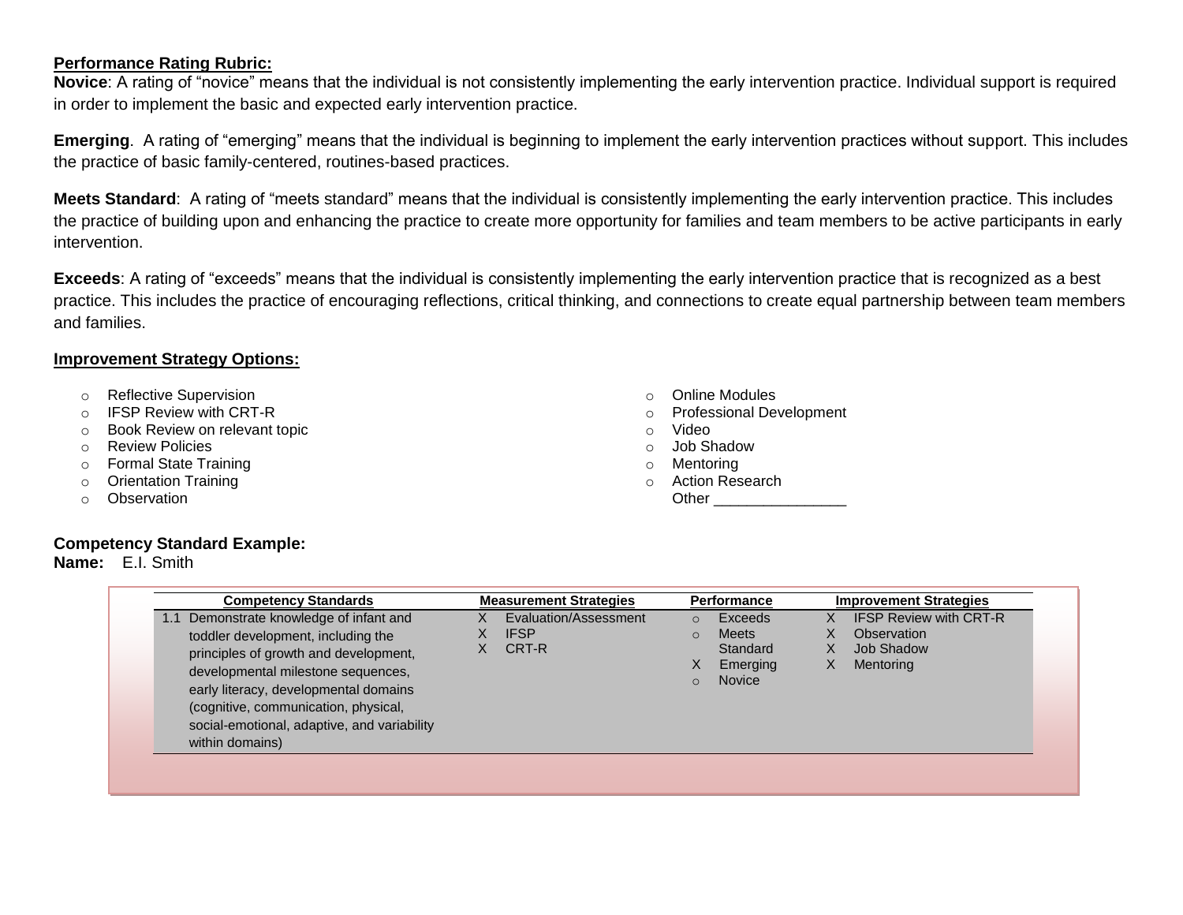**Performance Rating Rubric:**

**Novice**: A rating of "novice" means that the individual is not consistently implementing the early intervention practice. Individual support is required in order to implement the basic and expected early intervention practice.

**Emerging**. A rating of "emerging" means that the individual is beginning to implement the early intervention practices without support. This includes the practice of basic family-centered, routines-based practices.

**Meets Standard**: A rating of "meets standard" means that the individual is consistently implementing the early intervention practice. This includes the practice of building upon and enhancing the practice to create more opportunity for families and team members to be active participants in early intervention.

**Exceeds**: A rating of "exceeds" means that the individual is consistently implementing the early intervention practice that is recognized as a best practice. This includes the practice of encouraging reflections, critical thinking, and connections to create equal partnership between team members and families.

**Improvement Strategy Options:**

- Reflective Supervision
- IFSP Review with CRT-R
- Book Review on relevant topic
- Review Policies
- Formal State Training
- Orientation Training
- Observation
- Online Modules
- Professional Development
- Video
- Job Shadow
- Mentoring
- Action Research
- Other ________________

**Competency Standard Example:**

**Name:** E.I. Smith

| Competency Standards | Measurement Strategies | Performance | Improvement Strategies |
|---|---|---|---|
| 1.1 Demonstrate knowledge of infant and toddler development, including the principles of growth and development, developmental milestone sequences, early literacy, developmental domains (cognitive, communication, physical, social-emotional, adaptive, and variability within domains) | X Evaluation/Assessment<br>X IFSP<br>X CRT-R | ○ Exceeds<br>○ Meets Standard<br>X Emerging<br>○ Novice | X IFSP Review with CRT-R<br>X Observation<br>X Job Shadow<br>X Mentoring |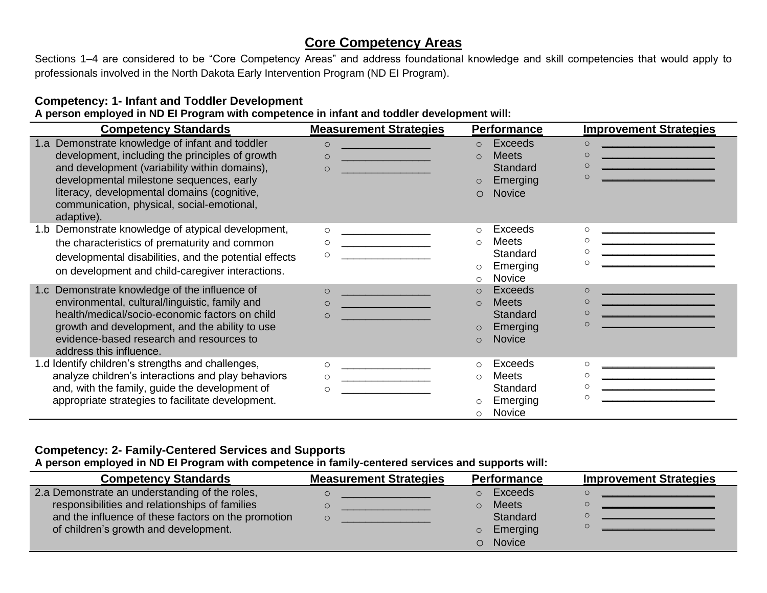# Core Competency Areas

Sections 1–4 are considered to be "Core Competency Areas" and address foundational knowledge and skill competencies that would apply to professionals involved in the North Dakota Early Intervention Program (ND EI Program).

**Competency: 1- Infant and Toddler Development**

**A person employed in ND EI Program with competence in infant and toddler development will:**

| Competency Standards | Measurement Strategies | Performance | Improvement Strategies |
|---|---|---|---|
| 1.a Demonstrate knowledge of infant and toddler development, including the principles of growth and development (variability within domains), developmental milestone sequences, early literacy, developmental domains (cognitive, communication, physical, social-emotional, adaptive). | ○ _______________<br>○ _______________<br>○ _______________ | ○ Exceeds<br>○ Meets Standard<br>○ Emerging<br>○ Novice | ○ ___________________<br>○ ___________________<br>○ ___________________<br>○ ___________________ |
| 1.b Demonstrate knowledge of atypical development, the characteristics of prematurity and common developmental disabilities, and the potential effects on development and child-caregiver interactions. | ○ _______________<br>○ _______________<br>○ _______________ | ○ Exceeds<br>○ Meets Standard<br>○ Emerging<br>○ Novice | ○ ___________________<br>○ ___________________<br>○ ___________________<br>○ ___________________ |
| 1.c Demonstrate knowledge of the influence of environmental, cultural/linguistic, family and health/medical/socio-economic factors on child growth and development, and the ability to use evidence-based research and resources to address this influence. | ○ _______________<br>○ _______________<br>○ _______________ | ○ Exceeds<br>○ Meets Standard<br>○ Emerging<br>○ Novice | ○ ___________________<br>○ ___________________<br>○ ___________________<br>○ ___________________ |
| 1.d Identify children's strengths and challenges, analyze children's interactions and play behaviors and, with the family, guide the development of appropriate strategies to facilitate development. | ○ _______________<br>○ _______________<br>○ _______________ | ○ Exceeds<br>○ Meets Standard<br>○ Emerging<br>○ Novice | ○ ___________________<br>○ ___________________<br>○ ___________________<br>○ ___________________ |

**Competency: 2- Family-Centered Services and Supports**

**A person employed in ND EI Program with competence in family-centered services and supports will:**

| Competency Standards | Measurement Strategies | Performance | Improvement Strategies |
|---|---|---|---|
| 2.a Demonstrate an understanding of the roles, responsibilities and relationships of families and the influence of these factors on the promotion of children's growth and development. | ○ _______________<br>○ _______________<br>○ _______________ | ○ Exceeds<br>○ Meets Standard<br>○ Emerging<br>○ Novice | ○ ___________________<br>○ ___________________<br>○ ___________________<br>○ ___________________ |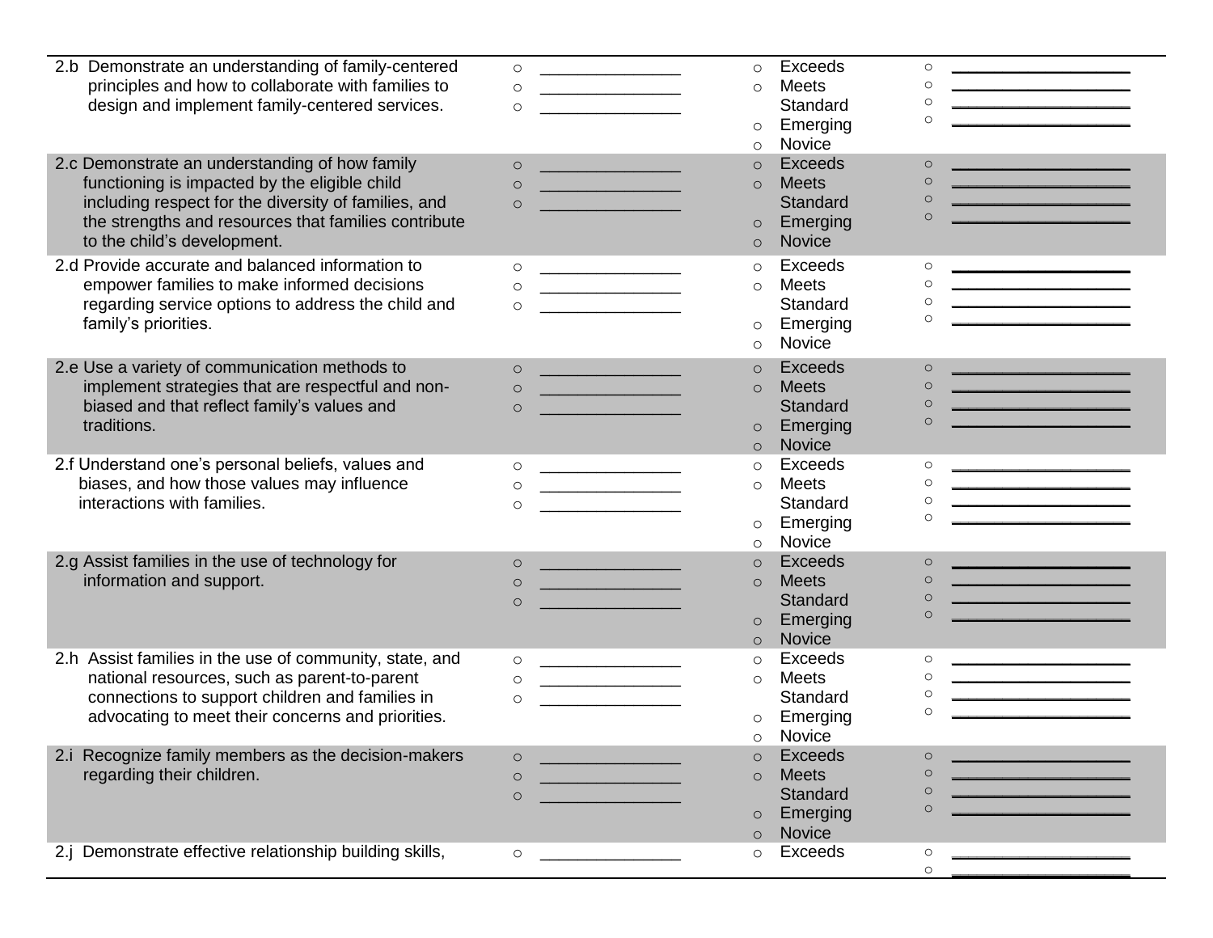| | | | |
|---|---|---|---|
| 2.b Demonstrate an understanding of family-centered principles and how to collaborate with families to design and implement family-centered services. | ○ \_\_\_\_\_\_\_\_\_\_\_\_\_\_<br>○ \_\_\_\_\_\_\_\_\_\_\_\_\_\_<br>○ \_\_\_\_\_\_\_\_\_\_\_\_\_\_ | ○ Exceeds<br>○ Meets Standard<br>○ Emerging<br>○ Novice | ○ \_\_\_\_\_\_\_\_\_\_\_\_\_\_\_\_<br>○ \_\_\_\_\_\_\_\_\_\_\_\_\_\_\_\_<br>○ \_\_\_\_\_\_\_\_\_\_\_\_\_\_\_\_<br>○ \_\_\_\_\_\_\_\_\_\_\_\_\_\_\_\_ |
| 2.c Demonstrate an understanding of how family functioning is impacted by the eligible child including respect for the diversity of families, and the strengths and resources that families contribute to the child's development. | ○ \_\_\_\_\_\_\_\_\_\_\_\_\_\_<br>○ \_\_\_\_\_\_\_\_\_\_\_\_\_\_<br>○ \_\_\_\_\_\_\_\_\_\_\_\_\_\_ | ○ Exceeds<br>○ Meets Standard<br>○ Emerging<br>○ Novice | ○ \_\_\_\_\_\_\_\_\_\_\_\_\_\_\_\_<br>○ \_\_\_\_\_\_\_\_\_\_\_\_\_\_\_\_<br>○ \_\_\_\_\_\_\_\_\_\_\_\_\_\_\_\_<br>○ \_\_\_\_\_\_\_\_\_\_\_\_\_\_\_\_ |
| 2.d Provide accurate and balanced information to empower families to make informed decisions regarding service options to address the child and family's priorities. | ○ \_\_\_\_\_\_\_\_\_\_\_\_\_\_<br>○ \_\_\_\_\_\_\_\_\_\_\_\_\_\_<br>○ \_\_\_\_\_\_\_\_\_\_\_\_\_\_ | ○ Exceeds<br>○ Meets Standard<br>○ Emerging<br>○ Novice | ○ \_\_\_\_\_\_\_\_\_\_\_\_\_\_\_\_<br>○ \_\_\_\_\_\_\_\_\_\_\_\_\_\_\_\_<br>○ \_\_\_\_\_\_\_\_\_\_\_\_\_\_\_\_<br>○ \_\_\_\_\_\_\_\_\_\_\_\_\_\_\_\_ |
| 2.e Use a variety of communication methods to implement strategies that are respectful and non-biased and that reflect family's values and traditions. | ○ \_\_\_\_\_\_\_\_\_\_\_\_\_\_<br>○ \_\_\_\_\_\_\_\_\_\_\_\_\_\_<br>○ \_\_\_\_\_\_\_\_\_\_\_\_\_\_ | ○ Exceeds<br>○ Meets Standard<br>○ Emerging<br>○ Novice | ○ \_\_\_\_\_\_\_\_\_\_\_\_\_\_\_\_<br>○ \_\_\_\_\_\_\_\_\_\_\_\_\_\_\_\_<br>○ \_\_\_\_\_\_\_\_\_\_\_\_\_\_\_\_<br>○ \_\_\_\_\_\_\_\_\_\_\_\_\_\_\_\_ |
| 2.f Understand one's personal beliefs, values and biases, and how those values may influence interactions with families. | ○ \_\_\_\_\_\_\_\_\_\_\_\_\_\_<br>○ \_\_\_\_\_\_\_\_\_\_\_\_\_\_<br>○ \_\_\_\_\_\_\_\_\_\_\_\_\_\_ | ○ Exceeds<br>○ Meets Standard<br>○ Emerging<br>○ Novice | ○ \_\_\_\_\_\_\_\_\_\_\_\_\_\_\_\_<br>○ \_\_\_\_\_\_\_\_\_\_\_\_\_\_\_\_<br>○ \_\_\_\_\_\_\_\_\_\_\_\_\_\_\_\_<br>○ \_\_\_\_\_\_\_\_\_\_\_\_\_\_\_\_ |
| 2.g Assist families in the use of technology for information and support. | ○ \_\_\_\_\_\_\_\_\_\_\_\_\_\_<br>○ \_\_\_\_\_\_\_\_\_\_\_\_\_\_<br>○ \_\_\_\_\_\_\_\_\_\_\_\_\_\_ | ○ Exceeds<br>○ Meets Standard<br>○ Emerging<br>○ Novice | ○ \_\_\_\_\_\_\_\_\_\_\_\_\_\_\_\_<br>○ \_\_\_\_\_\_\_\_\_\_\_\_\_\_\_\_<br>○ \_\_\_\_\_\_\_\_\_\_\_\_\_\_\_\_<br>○ \_\_\_\_\_\_\_\_\_\_\_\_\_\_\_\_ |
| 2.h Assist families in the use of community, state, and national resources, such as parent-to-parent connections to support children and families in advocating to meet their concerns and priorities. | ○ \_\_\_\_\_\_\_\_\_\_\_\_\_\_<br>○ \_\_\_\_\_\_\_\_\_\_\_\_\_\_<br>○ \_\_\_\_\_\_\_\_\_\_\_\_\_\_ | ○ Exceeds<br>○ Meets Standard<br>○ Emerging<br>○ Novice | ○ \_\_\_\_\_\_\_\_\_\_\_\_\_\_\_\_<br>○ \_\_\_\_\_\_\_\_\_\_\_\_\_\_\_\_<br>○ \_\_\_\_\_\_\_\_\_\_\_\_\_\_\_\_<br>○ \_\_\_\_\_\_\_\_\_\_\_\_\_\_\_\_ |
| 2.i Recognize family members as the decision-makers regarding their children. | ○ \_\_\_\_\_\_\_\_\_\_\_\_\_\_<br>○ \_\_\_\_\_\_\_\_\_\_\_\_\_\_<br>○ \_\_\_\_\_\_\_\_\_\_\_\_\_\_ | ○ Exceeds<br>○ Meets Standard<br>○ Emerging<br>○ Novice | ○ \_\_\_\_\_\_\_\_\_\_\_\_\_\_\_\_<br>○ \_\_\_\_\_\_\_\_\_\_\_\_\_\_\_\_<br>○ \_\_\_\_\_\_\_\_\_\_\_\_\_\_\_\_<br>○ \_\_\_\_\_\_\_\_\_\_\_\_\_\_\_\_ |
| 2.j Demonstrate effective relationship building skills, | ○ \_\_\_\_\_\_\_\_\_\_\_\_\_\_ | ○ Exceeds | ○ \_\_\_\_\_\_\_\_\_\_\_\_\_\_\_\_<br>○ \_\_\_\_\_\_\_\_\_\_\_\_\_\_\_\_ |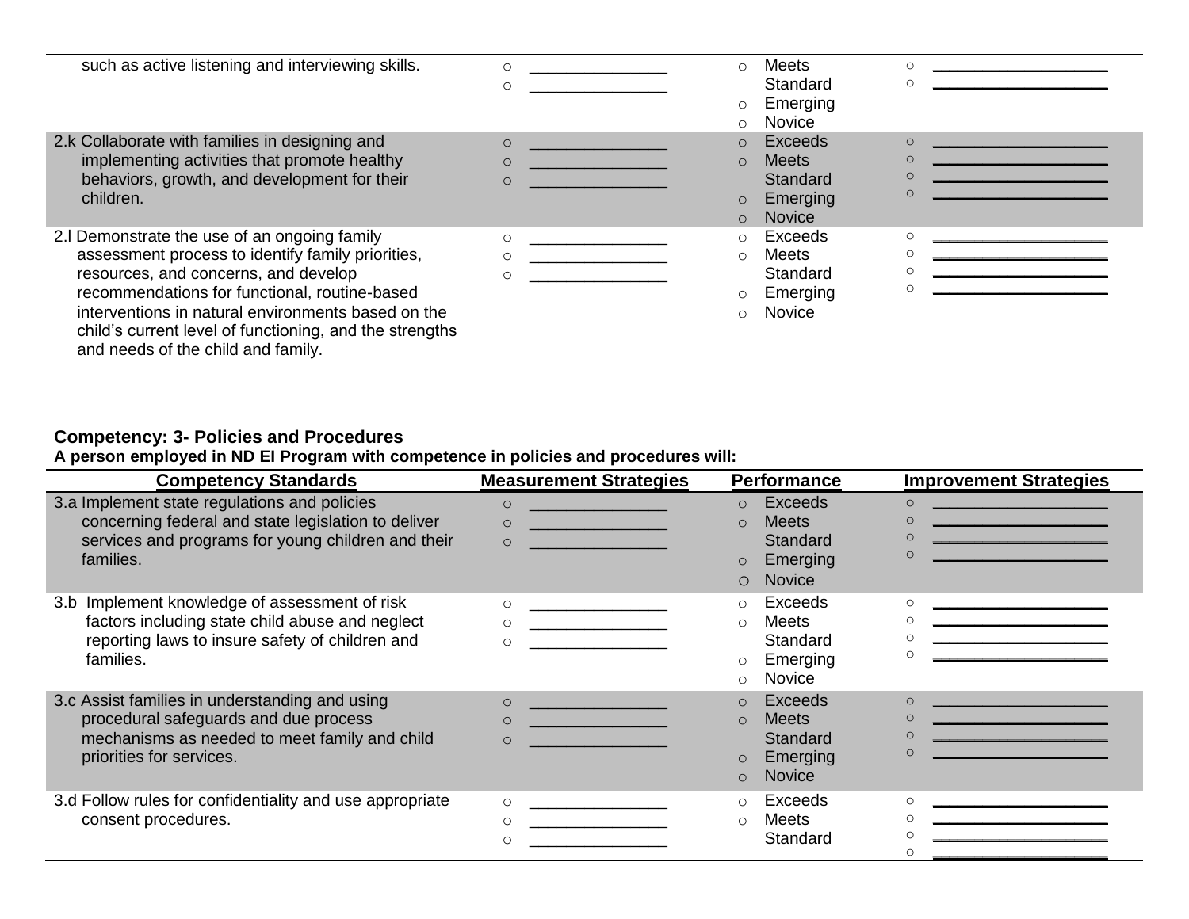| | | | |
|---|---|---|---|
| such as active listening and interviewing skills. | ○ _______________<br>○ _______________ | ○ Meets Standard<br>○ Emerging<br>○ Novice | ○ __________________<br>○ __________________ |
| 2.k Collaborate with families in designing and implementing activities that promote healthy behaviors, growth, and development for their children. | ○ _______________<br>○ _______________<br>○ _______________ | ○ Exceeds<br>○ Meets Standard<br>○ Emerging<br>○ Novice | ○ __________________<br>○ __________________<br>○ __________________<br>○ __________________ |
| 2.l Demonstrate the use of an ongoing family assessment process to identify family priorities, resources, and concerns, and develop recommendations for functional, routine-based interventions in natural environments based on the child's current level of functioning, and the strengths and needs of the child and family. | ○ _______________<br>○ _______________<br>○ _______________ | ○ Exceeds<br>○ Meets Standard<br>○ Emerging<br>○ Novice | ○ __________________<br>○ __________________<br>○ __________________<br>○ __________________ |

**Competency: 3- Policies and Procedures**
**A person employed in ND EI Program with competence in policies and procedures will:**

| Competency Standards | Measurement Strategies | Performance | Improvement Strategies |
|---|---|---|---|
| 3.a Implement state regulations and policies concerning federal and state legislation to deliver services and programs for young children and their families. | ○ _______________<br>○ _______________<br>○ _______________ | ○ Exceeds<br>○ Meets Standard<br>○ Emerging<br>○ Novice | ○ __________________<br>○ __________________<br>○ __________________<br>○ __________________ |
| 3.b Implement knowledge of assessment of risk factors including state child abuse and neglect reporting laws to insure safety of children and families. | ○ _______________<br>○ _______________<br>○ _______________ | ○ Exceeds<br>○ Meets Standard<br>○ Emerging<br>○ Novice | ○ __________________<br>○ __________________<br>○ __________________<br>○ __________________ |
| 3.c Assist families in understanding and using procedural safeguards and due process mechanisms as needed to meet family and child priorities for services. | ○ _______________<br>○ _______________<br>○ _______________ | ○ Exceeds<br>○ Meets Standard<br>○ Emerging<br>○ Novice | ○ __________________<br>○ __________________<br>○ __________________<br>○ __________________ |
| 3.d Follow rules for confidentiality and use appropriate consent procedures. | ○ _______________<br>○ _______________<br>○ _______________ | ○ Exceeds<br>○ Meets Standard | ○ __________________<br>○ __________________<br>○ __________________<br>○ __________________ |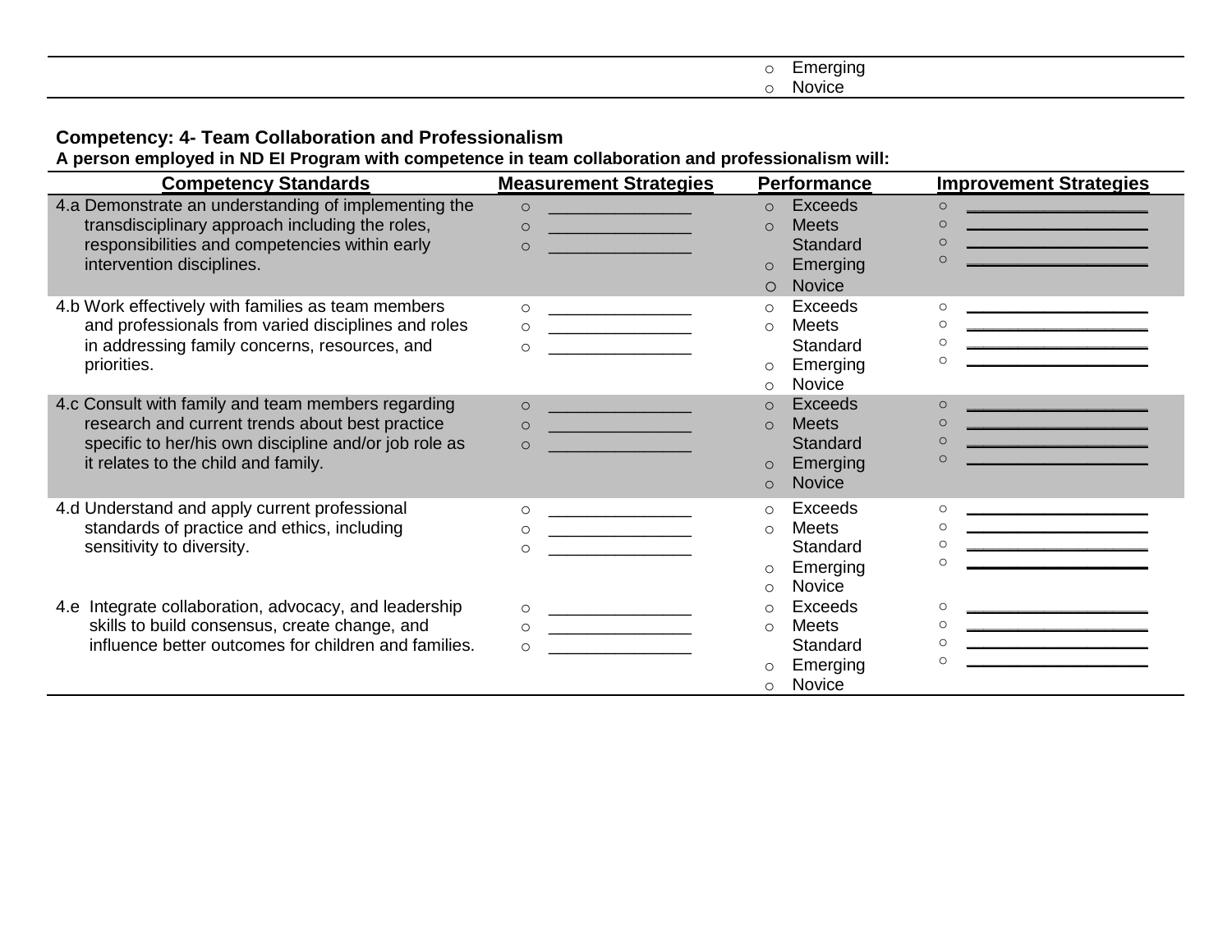| | | | |
|---|---|---|---|
| | | ○ Emerging<br>○ Novice | |

**Competency: 4- Team Collaboration and Professionalism**

**A person employed in ND EI Program with competence in team collaboration and professionalism will:**

| Competency Standards | Measurement Strategies | Performance | Improvement Strategies |
|---|---|---|---|
| 4.a Demonstrate an understanding of implementing the transdisciplinary approach including the roles, responsibilities and competencies within early intervention disciplines. | ○ _______________<br>○ _______________<br>○ _______________ | ○ Exceeds<br>○ Meets Standard<br>○ Emerging<br>○ Novice | ○ ___________________<br>○ ___________________<br>○ ___________________<br>○ ___________________ |
| 4.b Work effectively with families as team members and professionals from varied disciplines and roles in addressing family concerns, resources, and priorities. | ○ _______________<br>○ _______________<br>○ _______________ | ○ Exceeds<br>○ Meets Standard<br>○ Emerging<br>○ Novice | ○ ___________________<br>○ ___________________<br>○ ___________________<br>○ ___________________ |
| 4.c Consult with family and team members regarding research and current trends about best practice specific to her/his own discipline and/or job role as it relates to the child and family. | ○ _______________<br>○ _______________<br>○ _______________ | ○ Exceeds<br>○ Meets Standard<br>○ Emerging<br>○ Novice | ○ ___________________<br>○ ___________________<br>○ ___________________<br>○ ___________________ |
| 4.d Understand and apply current professional standards of practice and ethics, including sensitivity to diversity. | ○ _______________<br>○ _______________<br>○ _______________ | ○ Exceeds<br>○ Meets Standard<br>○ Emerging<br>○ Novice | ○ ___________________<br>○ ___________________<br>○ ___________________<br>○ ___________________ |
| 4.e Integrate collaboration, advocacy, and leadership skills to build consensus, create change, and influence better outcomes for children and families. | ○ _______________<br>○ _______________<br>○ _______________ | ○ Exceeds<br>○ Meets Standard<br>○ Emerging<br>○ Novice | ○ ___________________<br>○ ___________________<br>○ ___________________<br>○ ___________________ |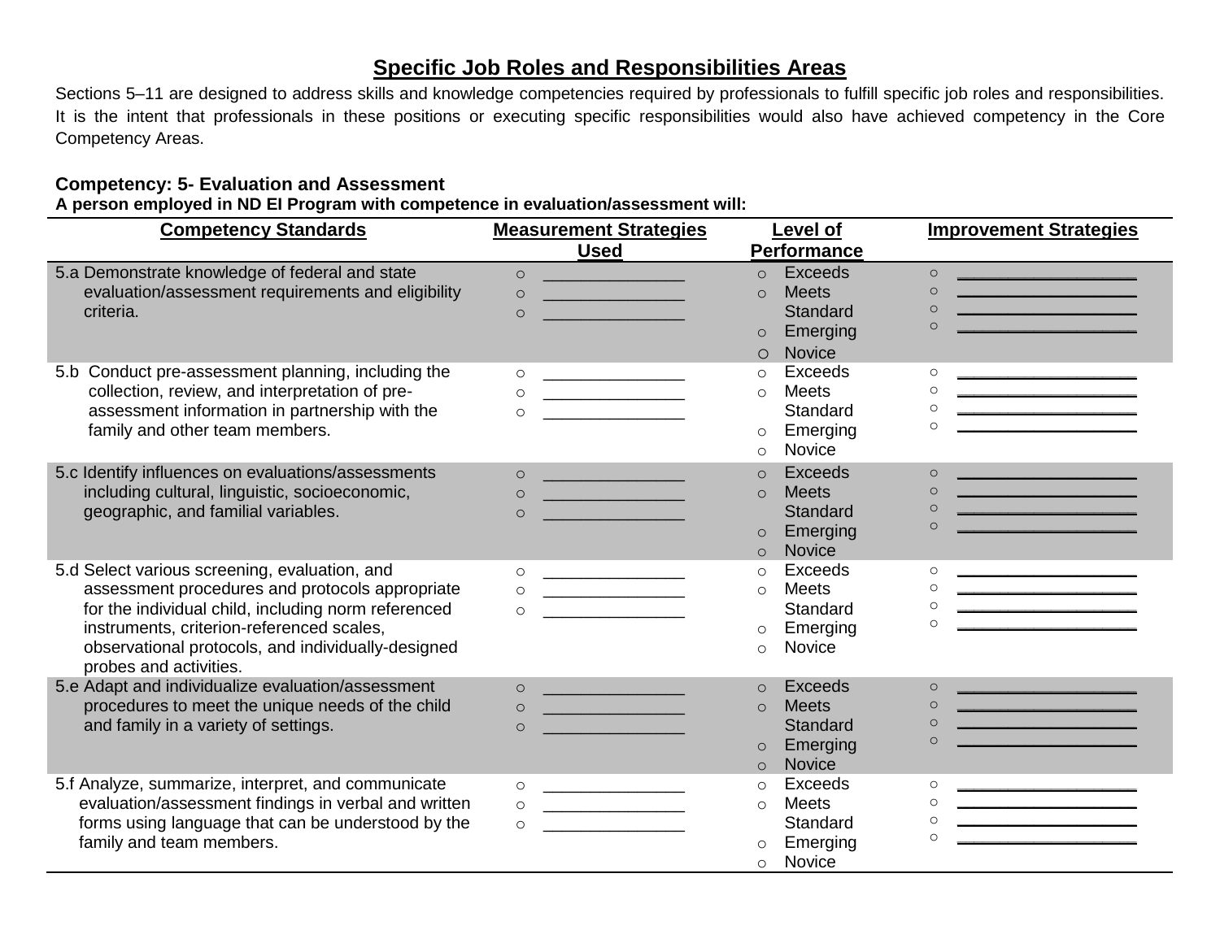## Specific Job Roles and Responsibilities Areas

Sections 5–11 are designed to address skills and knowledge competencies required by professionals to fulfill specific job roles and responsibilities. It is the intent that professionals in these positions or executing specific responsibilities would also have achieved competency in the Core Competency Areas.

**Competency: 5- Evaluation and Assessment**

**A person employed in ND EI Program with competence in evaluation/assessment will:**

| Competency Standards | Measurement Strategies Used | Level of Performance | Improvement Strategies |
|---|---|---|---|
| 5.a Demonstrate knowledge of federal and state evaluation/assessment requirements and eligibility criteria. | ○ _______________<br>○ _______________<br>○ _______________ | ○ Exceeds<br>○ Meets Standard<br>○ Emerging<br>○ Novice | ○ ___________________<br>○ ___________________<br>○ ___________________<br>○ ___________________ |
| 5.b Conduct pre-assessment planning, including the collection, review, and interpretation of pre-assessment information in partnership with the family and other team members. | ○ _______________<br>○ _______________<br>○ _______________ | ○ Exceeds<br>○ Meets Standard<br>○ Emerging<br>○ Novice | ○ ___________________<br>○ ___________________<br>○ ___________________<br>○ ___________________ |
| 5.c Identify influences on evaluations/assessments including cultural, linguistic, socioeconomic, geographic, and familial variables. | ○ _______________<br>○ _______________<br>○ _______________ | ○ Exceeds<br>○ Meets Standard<br>○ Emerging<br>○ Novice | ○ ___________________<br>○ ___________________<br>○ ___________________<br>○ ___________________ |
| 5.d Select various screening, evaluation, and assessment procedures and protocols appropriate for the individual child, including norm referenced instruments, criterion-referenced scales, observational protocols, and individually-designed probes and activities. | ○ _______________<br>○ _______________<br>○ _______________ | ○ Exceeds<br>○ Meets Standard<br>○ Emerging<br>○ Novice | ○ ___________________<br>○ ___________________<br>○ ___________________<br>○ ___________________ |
| 5.e Adapt and individualize evaluation/assessment procedures to meet the unique needs of the child and family in a variety of settings. | ○ _______________<br>○ _______________<br>○ _______________ | ○ Exceeds<br>○ Meets Standard<br>○ Emerging<br>○ Novice | ○ ___________________<br>○ ___________________<br>○ ___________________<br>○ ___________________ |
| 5.f Analyze, summarize, interpret, and communicate evaluation/assessment findings in verbal and written forms using language that can be understood by the family and team members. | ○ _______________<br>○ _______________<br>○ _______________ | ○ Exceeds<br>○ Meets Standard<br>○ Emerging<br>○ Novice | ○ ___________________<br>○ ___________________<br>○ ___________________<br>○ ___________________ |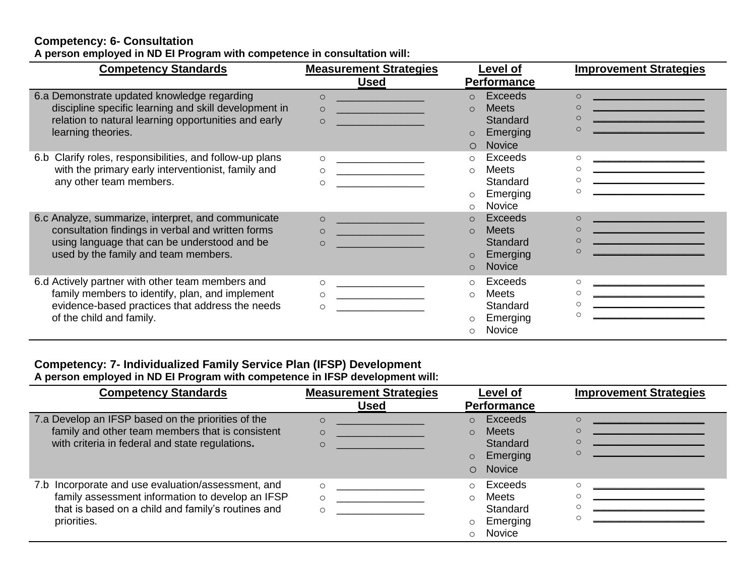**Competency: 6- Consultation**
**A person employed in ND EI Program with competence in consultation will:**

| Competency Standards | Measurement Strategies Used | Level of Performance | Improvement Strategies |
|---|---|---|---|
| 6.a Demonstrate updated knowledge regarding discipline specific learning and skill development in relation to natural learning opportunities and early learning theories. | ○ _______________<br>○ _______________<br>○ _______________ | ○ Exceeds<br>○ Meets Standard<br>○ Emerging<br>○ Novice | ○ ___________________<br>○ ___________________<br>○ ___________________<br>○ ___________________ |
| 6.b Clarify roles, responsibilities, and follow-up plans with the primary early interventionist, family and any other team members. | ○ _______________<br>○ _______________<br>○ _______________ | ○ Exceeds<br>○ Meets Standard<br>○ Emerging<br>○ Novice | ○ ___________________<br>○ ___________________<br>○ ___________________<br>○ ___________________ |
| 6.c Analyze, summarize, interpret, and communicate consultation findings in verbal and written forms using language that can be understood and be used by the family and team members. | ○ _______________<br>○ _______________<br>○ _______________ | ○ Exceeds<br>○ Meets Standard<br>○ Emerging<br>○ Novice | ○ ___________________<br>○ ___________________<br>○ ___________________<br>○ ___________________ |
| 6.d Actively partner with other team members and family members to identify, plan, and implement evidence-based practices that address the needs of the child and family. | ○ _______________<br>○ _______________<br>○ _______________ | ○ Exceeds<br>○ Meets Standard<br>○ Emerging<br>○ Novice | ○ ___________________<br>○ ___________________<br>○ ___________________<br>○ ___________________ |

**Competency: 7- Individualized Family Service Plan (IFSP) Development**
**A person employed in ND EI Program with competence in IFSP development will:**

| Competency Standards | Measurement Strategies Used | Level of Performance | Improvement Strategies |
|---|---|---|---|
| 7.a Develop an IFSP based on the priorities of the family and other team members that is consistent with criteria in federal and state regulations. | ○ _______________<br>○ _______________<br>○ _______________ | ○ Exceeds<br>○ Meets Standard<br>○ Emerging<br>○ Novice | ○ ___________________<br>○ ___________________<br>○ ___________________<br>○ ___________________ |
| 7.b Incorporate and use evaluation/assessment, and family assessment information to develop an IFSP that is based on a child and family's routines and priorities. | ○ _______________<br>○ _______________<br>○ _______________ | ○ Exceeds<br>○ Meets Standard<br>○ Emerging<br>○ Novice | ○ ___________________<br>○ ___________________<br>○ ___________________<br>○ ___________________ |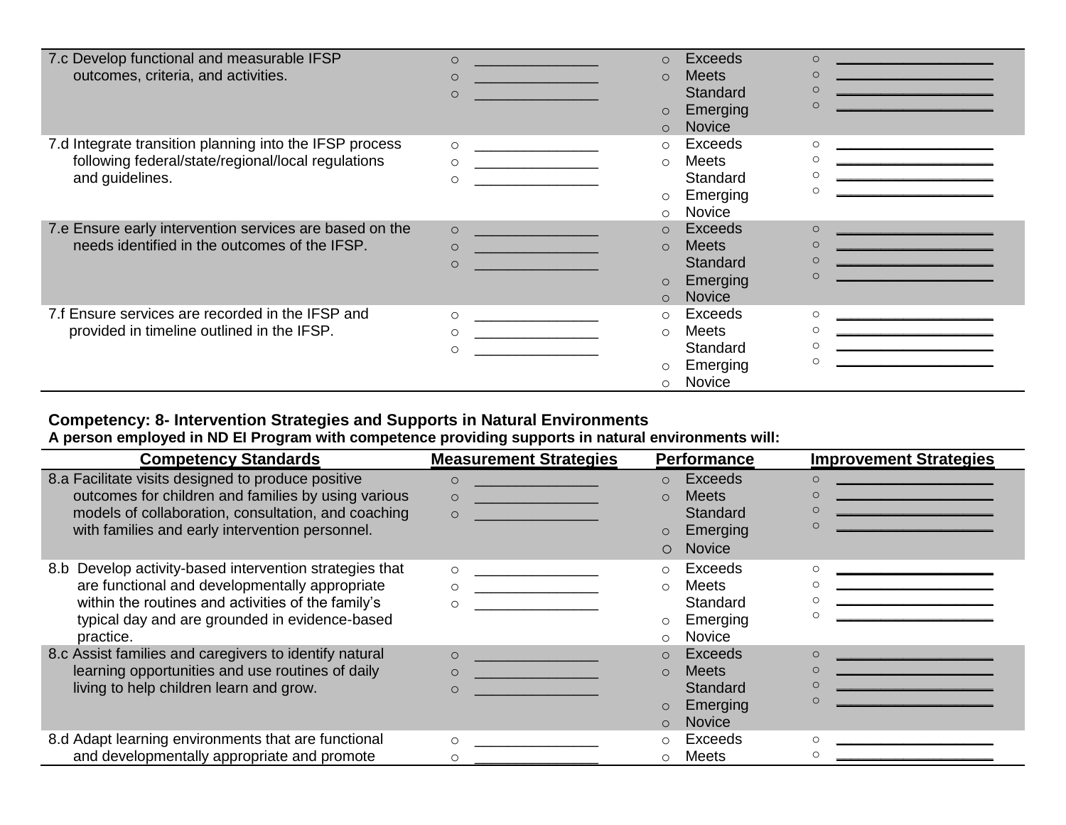| | | | |
|---|---|---|---|
| 7.c Develop functional and measurable IFSP outcomes, criteria, and activities. | ○ _______________<br>○ _______________<br>○ _______________ | ○ Exceeds<br>○ Meets Standard<br>○ Emerging<br>○ Novice | ○ __________________<br>○ __________________<br>○ __________________<br>○ __________________ |
| 7.d Integrate transition planning into the IFSP process following federal/state/regional/local regulations and guidelines. | ○ _______________<br>○ _______________<br>○ _______________ | ○ Exceeds<br>○ Meets Standard<br>○ Emerging<br>○ Novice | ○ __________________<br>○ __________________<br>○ __________________<br>○ __________________ |
| 7.e Ensure early intervention services are based on the needs identified in the outcomes of the IFSP. | ○ _______________<br>○ _______________<br>○ _______________ | ○ Exceeds<br>○ Meets Standard<br>○ Emerging<br>○ Novice | ○ __________________<br>○ __________________<br>○ __________________<br>○ __________________ |
| 7.f Ensure services are recorded in the IFSP and provided in timeline outlined in the IFSP. | ○ _______________<br>○ _______________<br>○ _______________ | ○ Exceeds<br>○ Meets Standard<br>○ Emerging<br>○ Novice | ○ __________________<br>○ __________________<br>○ __________________<br>○ __________________ |

**Competency: 8- Intervention Strategies and Supports in Natural Environments**
**A person employed in ND EI Program with competence providing supports in natural environments will:**

| Competency Standards | Measurement Strategies | Performance | Improvement Strategies |
|---|---|---|---|
| 8.a Facilitate visits designed to produce positive outcomes for children and families by using various models of collaboration, consultation, and coaching with families and early intervention personnel. | ○ _______________<br>○ _______________<br>○ _______________ | ○ Exceeds<br>○ Meets Standard<br>○ Emerging<br>○ Novice | ○ __________________<br>○ __________________<br>○ __________________<br>○ __________________ |
| 8.b Develop activity-based intervention strategies that are functional and developmentally appropriate within the routines and activities of the family's typical day and are grounded in evidence-based practice. | ○ _______________<br>○ _______________<br>○ _______________ | ○ Exceeds<br>○ Meets Standard<br>○ Emerging<br>○ Novice | ○ __________________<br>○ __________________<br>○ __________________<br>○ __________________ |
| 8.c Assist families and caregivers to identify natural learning opportunities and use routines of daily living to help children learn and grow. | ○ _______________<br>○ _______________<br>○ _______________ | ○ Exceeds<br>○ Meets Standard<br>○ Emerging<br>○ Novice | ○ __________________<br>○ __________________<br>○ __________________<br>○ __________________ |
| 8.d Adapt learning environments that are functional and developmentally appropriate and promote | ○ _______________<br>○ _______________ | ○ Exceeds<br>○ Meets | ○ __________________<br>○ __________________ |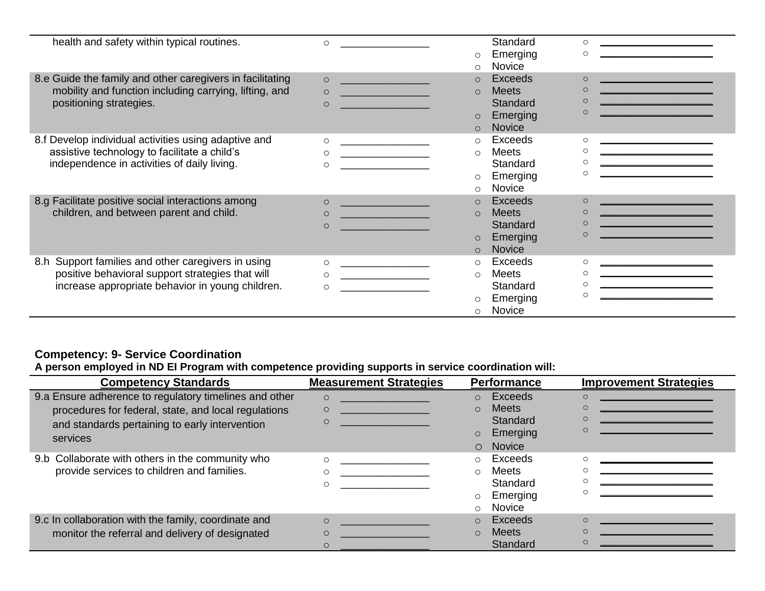| | | | |
|---|---|---|---|
| health and safety within typical routines. | ○ _______________ | Standard<br>○ Emerging<br>○ Novice | ○ _______________<br>○ _______________ |
| 8.e Guide the family and other caregivers in facilitating mobility and function including carrying, lifting, and positioning strategies. | ○ _______________<br>○ _______________<br>○ _______________ | ○ Exceeds<br>○ Meets Standard<br>○ Emerging<br>○ Novice | ○ _______________<br>○ _______________<br>○ _______________<br>○ _______________ |
| 8.f Develop individual activities using adaptive and assistive technology to facilitate a child's independence in activities of daily living. | ○ _______________<br>○ _______________<br>○ _______________ | ○ Exceeds<br>○ Meets Standard<br>○ Emerging<br>○ Novice | ○ _______________<br>○ _______________<br>○ _______________<br>○ _______________ |
| 8.g Facilitate positive social interactions among children, and between parent and child. | ○ _______________<br>○ _______________<br>○ _______________ | ○ Exceeds<br>○ Meets Standard<br>○ Emerging<br>○ Novice | ○ _______________<br>○ _______________<br>○ _______________<br>○ _______________ |
| 8.h Support families and other caregivers in using positive behavioral support strategies that will increase appropriate behavior in young children. | ○ _______________<br>○ _______________<br>○ _______________ | ○ Exceeds<br>○ Meets Standard<br>○ Emerging<br>○ Novice | ○ _______________<br>○ _______________<br>○ _______________<br>○ _______________ |

**Competency: 9- Service Coordination**
**A person employed in ND EI Program with competence providing supports in service coordination will:**

| Competency Standards | Measurement Strategies | Performance | Improvement Strategies |
|---|---|---|---|
| 9.a Ensure adherence to regulatory timelines and other procedures for federal, state, and local regulations and standards pertaining to early intervention services | ○ _______________<br>○ _______________<br>○ _______________ | ○ Exceeds<br>○ Meets Standard<br>○ Emerging<br>○ Novice | ○ _______________<br>○ _______________<br>○ _______________<br>○ _______________ |
| 9.b Collaborate with others in the community who provide services to children and families. | ○ _______________<br>○ _______________<br>○ _______________ | ○ Exceeds<br>○ Meets Standard<br>○ Emerging<br>○ Novice | ○ _______________<br>○ _______________<br>○ _______________<br>○ _______________ |
| 9.c In collaboration with the family, coordinate and monitor the referral and delivery of designated | ○ _______________<br>○ _______________<br>○ _______________ | ○ Exceeds<br>○ Meets Standard | ○ _______________<br>○ _______________<br>○ _______________ |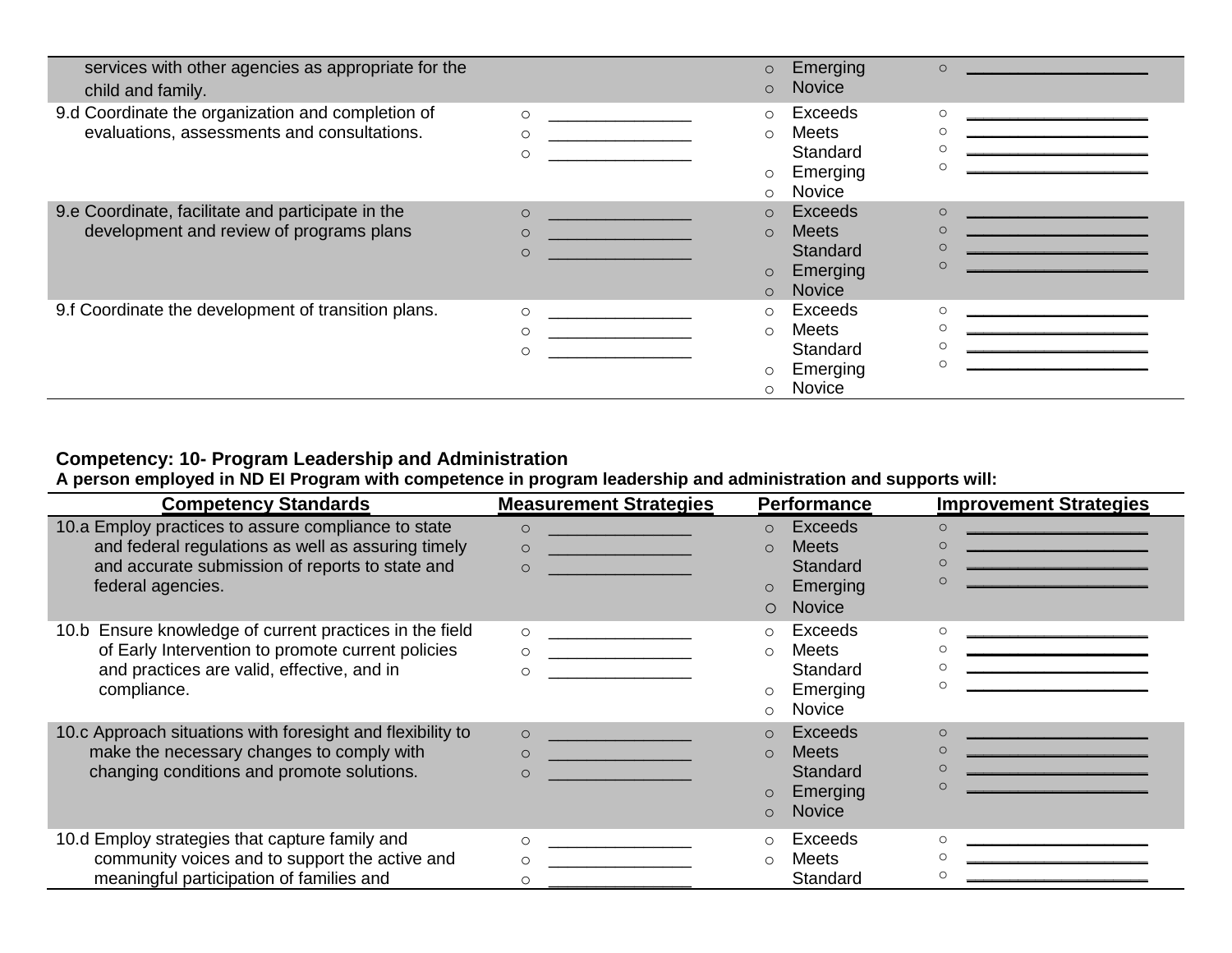| | | | |
|---|---|---|---|
| services with other agencies as appropriate for the child and family. | | ○ Emerging<br>○ Novice | ○ ___________________ |
| 9.d Coordinate the organization and completion of evaluations, assessments and consultations. | ○ _______________<br>○ _______________<br>○ _______________ | ○ Exceeds<br>○ Meets Standard<br>○ Emerging<br>○ Novice | ○ ___________________<br>○ ___________________<br>○ ___________________<br>○ ___________________ |
| 9.e Coordinate, facilitate and participate in the development and review of programs plans | ○ _______________<br>○ _______________<br>○ _______________ | ○ Exceeds<br>○ Meets Standard<br>○ Emerging<br>○ Novice | ○ ___________________<br>○ ___________________<br>○ ___________________<br>○ ___________________ |
| 9.f Coordinate the development of transition plans. | ○ _______________<br>○ _______________<br>○ _______________ | ○ Exceeds<br>○ Meets Standard<br>○ Emerging<br>○ Novice | ○ ___________________<br>○ ___________________<br>○ ___________________<br>○ ___________________ |

**Competency: 10- Program Leadership and Administration**

**A person employed in ND EI Program with competence in program leadership and administration and supports will:**

| Competency Standards | Measurement Strategies | Performance | Improvement Strategies |
|---|---|---|---|
| 10.a Employ practices to assure compliance to state and federal regulations as well as assuring timely and accurate submission of reports to state and federal agencies. | ○ _______________<br>○ _______________<br>○ _______________ | ○ Exceeds<br>○ Meets Standard<br>○ Emerging<br>○ Novice | ○ ___________________<br>○ ___________________<br>○ ___________________<br>○ ___________________ |
| 10.b Ensure knowledge of current practices in the field of Early Intervention to promote current policies and practices are valid, effective, and in compliance. | ○ _______________<br>○ _______________<br>○ _______________ | ○ Exceeds<br>○ Meets Standard<br>○ Emerging<br>○ Novice | ○ ___________________<br>○ ___________________<br>○ ___________________<br>○ ___________________ |
| 10.c Approach situations with foresight and flexibility to make the necessary changes to comply with changing conditions and promote solutions. | ○ _______________<br>○ _______________<br>○ _______________ | ○ Exceeds<br>○ Meets Standard<br>○ Emerging<br>○ Novice | ○ ___________________<br>○ ___________________<br>○ ___________________<br>○ ___________________ |
| 10.d Employ strategies that capture family and community voices and to support the active and meaningful participation of families and | ○ _______________<br>○ _______________<br>○ _______________ | ○ Exceeds<br>○ Meets Standard | ○ ___________________<br>○ ___________________<br>○ ___________________ |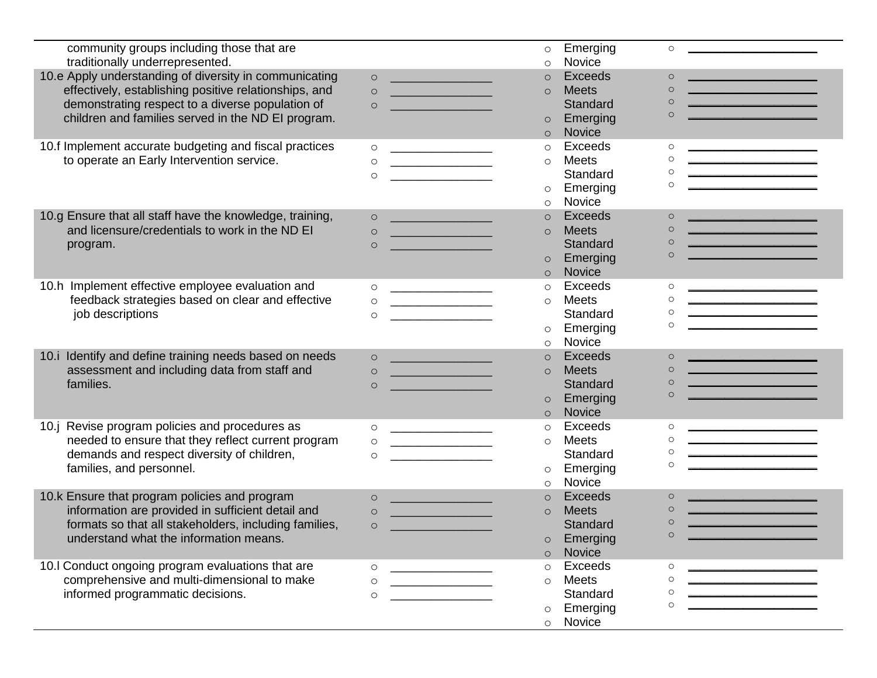| | | | |
|---|---|---|---|
| community groups including those that are traditionally underrepresented. | | ○ Emerging<br>○ Novice | ○ ___________________ |
| 10.e Apply understanding of diversity in communicating effectively, establishing positive relationships, and demonstrating respect to a diverse population of children and families served in the ND EI program. | ○ _______________<br>○ _______________<br>○ _______________ | ○ Exceeds<br>○ Meets Standard<br>○ Emerging<br>○ Novice | ○ ___________________<br>○ ___________________<br>○ ___________________<br>○ ___________________ |
| 10.f Implement accurate budgeting and fiscal practices to operate an Early Intervention service. | ○ _______________<br>○ _______________<br>○ _______________ | ○ Exceeds<br>○ Meets Standard<br>○ Emerging<br>○ Novice | ○ ___________________<br>○ ___________________<br>○ ___________________<br>○ ___________________ |
| 10.g Ensure that all staff have the knowledge, training, and licensure/credentials to work in the ND EI program. | ○ _______________<br>○ _______________<br>○ _______________ | ○ Exceeds<br>○ Meets Standard<br>○ Emerging<br>○ Novice | ○ ___________________<br>○ ___________________<br>○ ___________________<br>○ ___________________ |
| 10.h Implement effective employee evaluation and feedback strategies based on clear and effective job descriptions | ○ _______________<br>○ _______________<br>○ _______________ | ○ Exceeds<br>○ Meets Standard<br>○ Emerging<br>○ Novice | ○ ___________________<br>○ ___________________<br>○ ___________________<br>○ ___________________ |
| 10.i Identify and define training needs based on needs assessment and including data from staff and families. | ○ _______________<br>○ _______________<br>○ _______________ | ○ Exceeds<br>○ Meets Standard<br>○ Emerging<br>○ Novice | ○ ___________________<br>○ ___________________<br>○ ___________________<br>○ ___________________ |
| 10.j Revise program policies and procedures as needed to ensure that they reflect current program demands and respect diversity of children, families, and personnel. | ○ _______________<br>○ _______________<br>○ _______________ | ○ Exceeds<br>○ Meets Standard<br>○ Emerging<br>○ Novice | ○ ___________________<br>○ ___________________<br>○ ___________________<br>○ ___________________ |
| 10.k Ensure that program policies and program information are provided in sufficient detail and formats so that all stakeholders, including families, understand what the information means. | ○ _______________<br>○ _______________<br>○ _______________ | ○ Exceeds<br>○ Meets Standard<br>○ Emerging<br>○ Novice | ○ ___________________<br>○ ___________________<br>○ ___________________<br>○ ___________________ |
| 10.l Conduct ongoing program evaluations that are comprehensive and multi-dimensional to make informed programmatic decisions. | ○ _______________<br>○ _______________<br>○ _______________ | ○ Exceeds<br>○ Meets Standard<br>○ Emerging<br>○ Novice | ○ ___________________<br>○ ___________________<br>○ ___________________<br>○ ___________________ |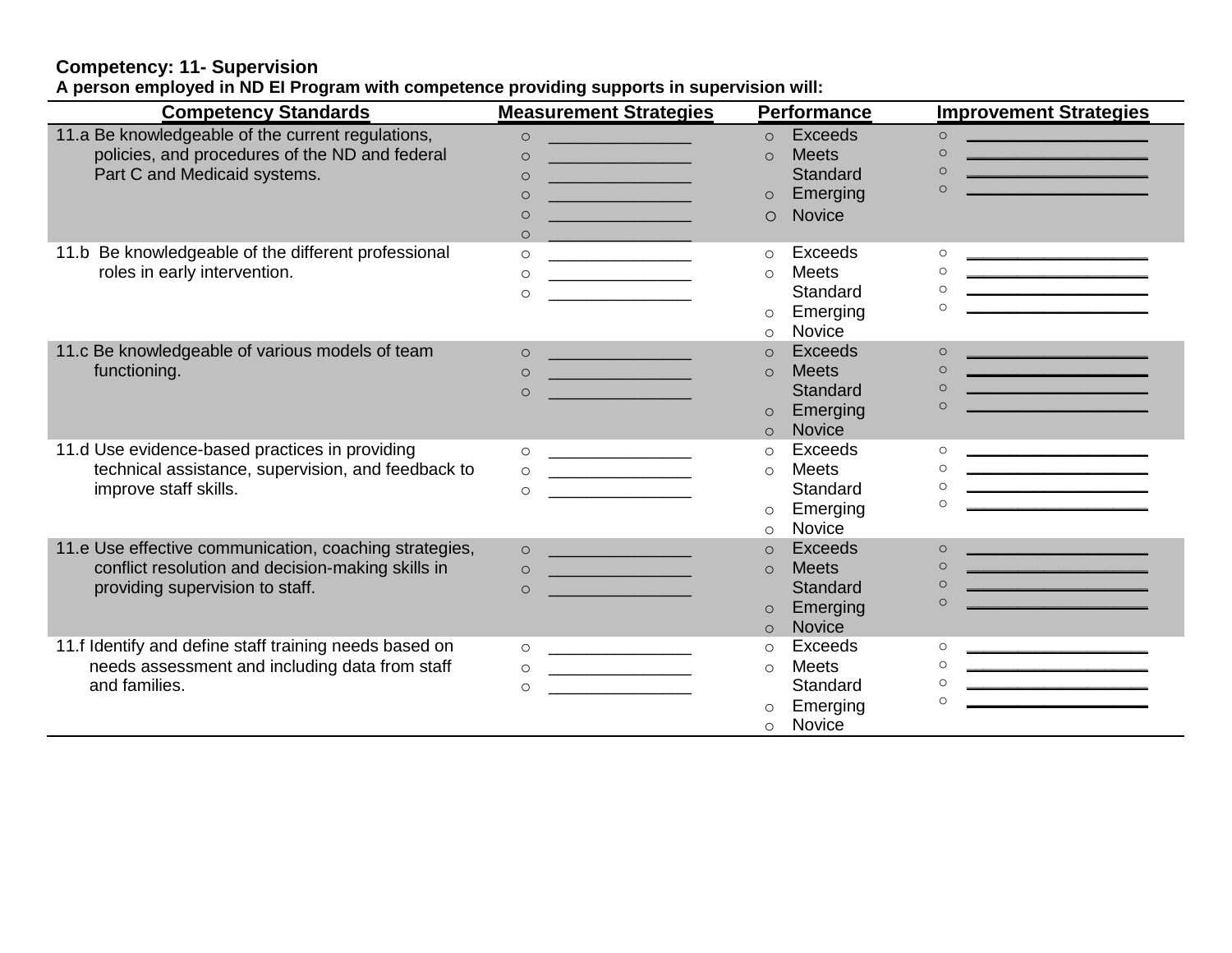**Competency: 11- Supervision**
**A person employed in ND EI Program with competence providing supports in supervision will:**

| Competency Standards | Measurement Strategies | Performance | Improvement Strategies |
|---|---|---|---|
| 11.a Be knowledgeable of the current regulations, policies, and procedures of the ND and federal Part C and Medicaid systems. | ○ _______________<br>○ _______________<br>○ _______________<br>○ _______________<br>○ _______________<br>○ _______________ | ○ Exceeds<br>○ Meets Standard<br>○ Emerging<br>○ Novice | ○ ___________________<br>○ ___________________<br>○ ___________________<br>○ ___________________ |
| 11.b Be knowledgeable of the different professional roles in early intervention. | ○ _______________<br>○ _______________<br>○ _______________ | ○ Exceeds<br>○ Meets Standard<br>○ Emerging<br>○ Novice | ○ ___________________<br>○ ___________________<br>○ ___________________<br>○ ___________________ |
| 11.c Be knowledgeable of various models of team functioning. | ○ _______________<br>○ _______________<br>○ _______________ | ○ Exceeds<br>○ Meets Standard<br>○ Emerging<br>○ Novice | ○ ___________________<br>○ ___________________<br>○ ___________________<br>○ ___________________ |
| 11.d Use evidence-based practices in providing technical assistance, supervision, and feedback to improve staff skills. | ○ _______________<br>○ _______________<br>○ _______________ | ○ Exceeds<br>○ Meets Standard<br>○ Emerging<br>○ Novice | ○ ___________________<br>○ ___________________<br>○ ___________________<br>○ ___________________ |
| 11.e Use effective communication, coaching strategies, conflict resolution and decision-making skills in providing supervision to staff. | ○ _______________<br>○ _______________<br>○ _______________ | ○ Exceeds<br>○ Meets Standard<br>○ Emerging<br>○ Novice | ○ ___________________<br>○ ___________________<br>○ ___________________<br>○ ___________________ |
| 11.f Identify and define staff training needs based on needs assessment and including data from staff and families. | ○ _______________<br>○ _______________<br>○ _______________ | ○ Exceeds<br>○ Meets Standard<br>○ Emerging<br>○ Novice | ○ ___________________<br>○ ___________________<br>○ ___________________<br>○ ___________________ |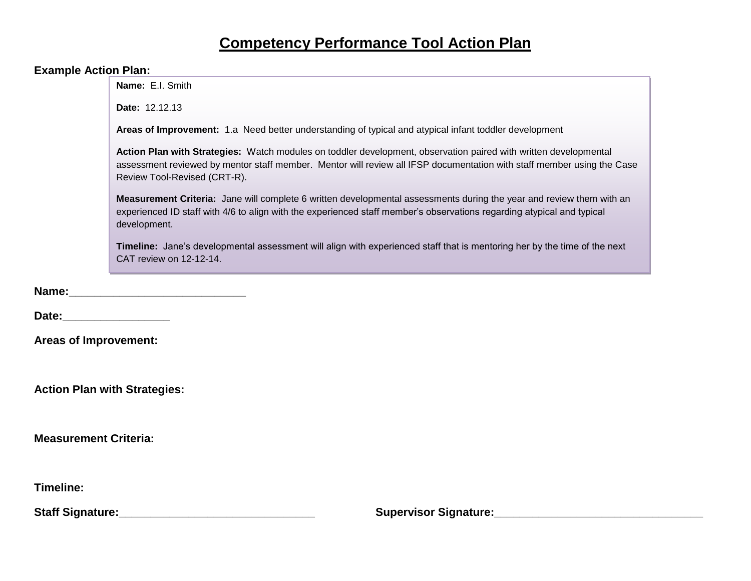# Competency Performance Tool Action Plan

**Example Action Plan:**

> **Name:** E.I. Smith
>
> **Date:** 12.12.13
>
> **Areas of Improvement:** 1.a Need better understanding of typical and atypical infant toddler development
>
> **Action Plan with Strategies:** Watch modules on toddler development, observation paired with written developmental assessment reviewed by mentor staff member. Mentor will review all IFSP documentation with staff member using the Case Review Tool-Revised (CRT-R).
>
> **Measurement Criteria:** Jane will complete 6 written developmental assessments during the year and review them with an experienced ID staff with 4/6 to align with the experienced staff member's observations regarding atypical and typical development.
>
> **Timeline:** Jane's developmental assessment will align with experienced staff that is mentoring her by the time of the next CAT review on 12-12-14.

**Name:**_____________________________

**Date:**_________________

**Areas of Improvement:**

**Action Plan with Strategies:**

**Measurement Criteria:**

**Timeline:**

**Staff Signature:**________________________________ **Supervisor Signature:**__________________________________